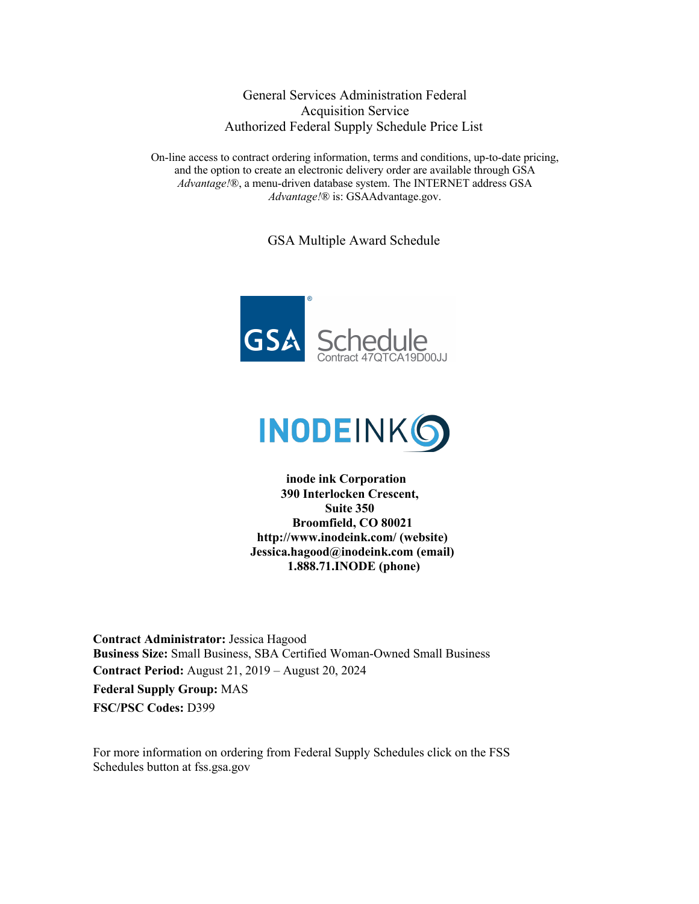General Services Administration Federal Acquisition Service
Authorized Federal Supply Schedule Price List

On-line access to contract ordering information, terms and conditions, up-to-date pricing, and the option to create an electronic delivery order are available through GSA *Advantage!*®, a menu-driven database system. The INTERNET address GSA *Advantage!*® is: GSAAdvantage.gov.

GSA Multiple Award Schedule

GSA® Schedule
Contract 47QTCA19D00JJ

INODEINK

**inode ink Corporation**
**390 Interlocken Crescent,**
**Suite 350**
**Broomfield, CO 80021**
**http://www.inodeink.com/ (website)**
**Jessica.hagood@inodeink.com (email)**
**1.888.71.INODE (phone)**

**Contract Administrator:** Jessica Hagood
**Business Size:** Small Business, SBA Certified Woman-Owned Small Business
**Contract Period:** August 21, 2019 – August 20, 2024
**Federal Supply Group:** MAS
**FSC/PSC Codes:** D399

For more information on ordering from Federal Supply Schedules click on the FSS Schedules button at fss.gsa.gov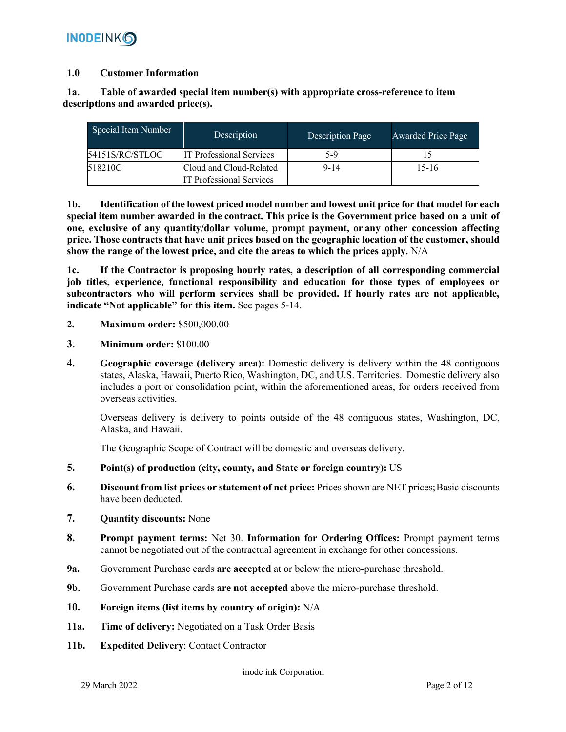**1.0 Customer Information**

**1a. Table of awarded special item number(s) with appropriate cross-reference to item descriptions and awarded price(s).**

| Special Item Number | Description | Description Page | Awarded Price Page |
|---|---|---|---|
| 54151S/RC/STLOC | IT Professional Services | 5-9 | 15 |
| 518210C | Cloud and Cloud-Related IT Professional Services | 9-14 | 15-16 |

**1b. Identification of the lowest priced model number and lowest unit price for that model for each special item number awarded in the contract. This price is the Government price based on a unit of one, exclusive of any quantity/dollar volume, prompt payment, or any other concession affecting price. Those contracts that have unit prices based on the geographic location of the customer, should show the range of the lowest price, and cite the areas to which the prices apply.** N/A

**1c. If the Contractor is proposing hourly rates, a description of all corresponding commercial job titles, experience, functional responsibility and education for those types of employees or subcontractors who will perform services shall be provided. If hourly rates are not applicable, indicate "Not applicable" for this item.** See pages 5-14.

**2. Maximum order:** $500,000.00

**3. Minimum order:** $100.00

**4. Geographic coverage (delivery area):** Domestic delivery is delivery within the 48 contiguous states, Alaska, Hawaii, Puerto Rico, Washington, DC, and U.S. Territories. Domestic delivery also includes a port or consolidation point, within the aforementioned areas, for orders received from overseas activities.

Overseas delivery is delivery to points outside of the 48 contiguous states, Washington, DC, Alaska, and Hawaii.

The Geographic Scope of Contract will be domestic and overseas delivery.

**5. Point(s) of production (city, county, and State or foreign country):** US

**6. Discount from list prices or statement of net price:** Prices shown are NET prices; Basic discounts have been deducted.

**7. Quantity discounts:** None

**8. Prompt payment terms:** Net 30. **Information for Ordering Offices:** Prompt payment terms cannot be negotiated out of the contractual agreement in exchange for other concessions.

**9a.** Government Purchase cards **are accepted** at or below the micro-purchase threshold.

**9b.** Government Purchase cards **are not accepted** above the micro-purchase threshold.

**10. Foreign items (list items by country of origin):** N/A

**11a. Time of delivery:** Negotiated on a Task Order Basis

**11b. Expedited Delivery**: Contact Contractor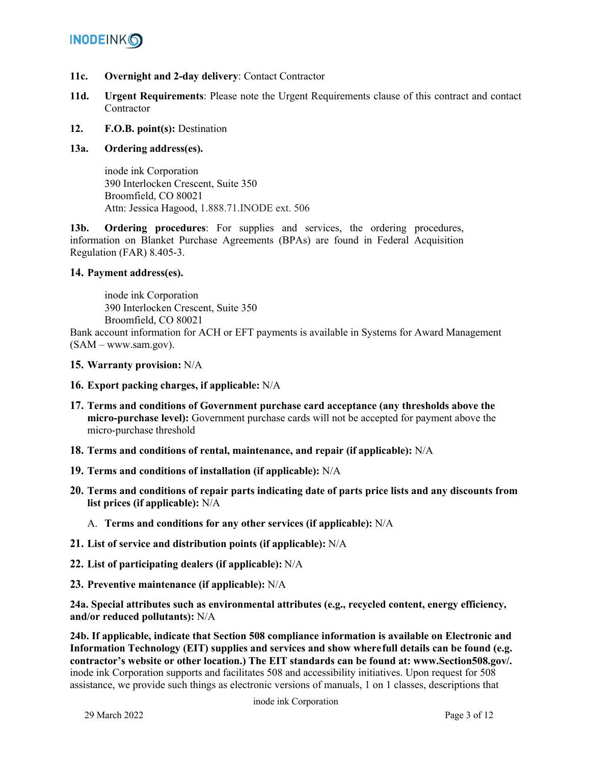**11c.** **Overnight and 2-day delivery**: Contact Contractor

**11d.** **Urgent Requirements**: Please note the Urgent Requirements clause of this contract and contact Contractor

**12.** **F.O.B. point(s):** Destination

**13a.** **Ordering address(es).**

inode ink Corporation
390 Interlocken Crescent, Suite 350
Broomfield, CO 80021
Attn: Jessica Hagood, 1.888.71.INODE ext. 506

**13b.** **Ordering procedures**: For supplies and services, the ordering procedures, information on Blanket Purchase Agreements (BPAs) are found in Federal Acquisition Regulation (FAR) 8.405-3.

**14. Payment address(es).**

inode ink Corporation
390 Interlocken Crescent, Suite 350
Broomfield, CO 80021

Bank account information for ACH or EFT payments is available in Systems for Award Management (SAM – www.sam.gov).

**15. Warranty provision:** N/A

**16. Export packing charges, if applicable:** N/A

**17. Terms and conditions of Government purchase card acceptance (any thresholds above the micro-purchase level):** Government purchase cards will not be accepted for payment above the micro-purchase threshold

**18. Terms and conditions of rental, maintenance, and repair (if applicable):** N/A

**19. Terms and conditions of installation (if applicable):** N/A

**20. Terms and conditions of repair parts indicating date of parts price lists and any discounts from list prices (if applicable):** N/A

A. **Terms and conditions for any other services (if applicable):** N/A

**21. List of service and distribution points (if applicable):** N/A

**22. List of participating dealers (if applicable):** N/A

**23. Preventive maintenance (if applicable):** N/A

**24a. Special attributes such as environmental attributes (e.g., recycled content, energy efficiency, and/or reduced pollutants):** N/A

**24b. If applicable, indicate that Section 508 compliance information is available on Electronic and Information Technology (EIT) supplies and services and show where full details can be found (e.g. contractor's website or other location.) The EIT standards can be found at: www.Section508.gov/.** inode ink Corporation supports and facilitates 508 and accessibility initiatives. Upon request for 508 assistance, we provide such things as electronic versions of manuals, 1 on 1 classes, descriptions that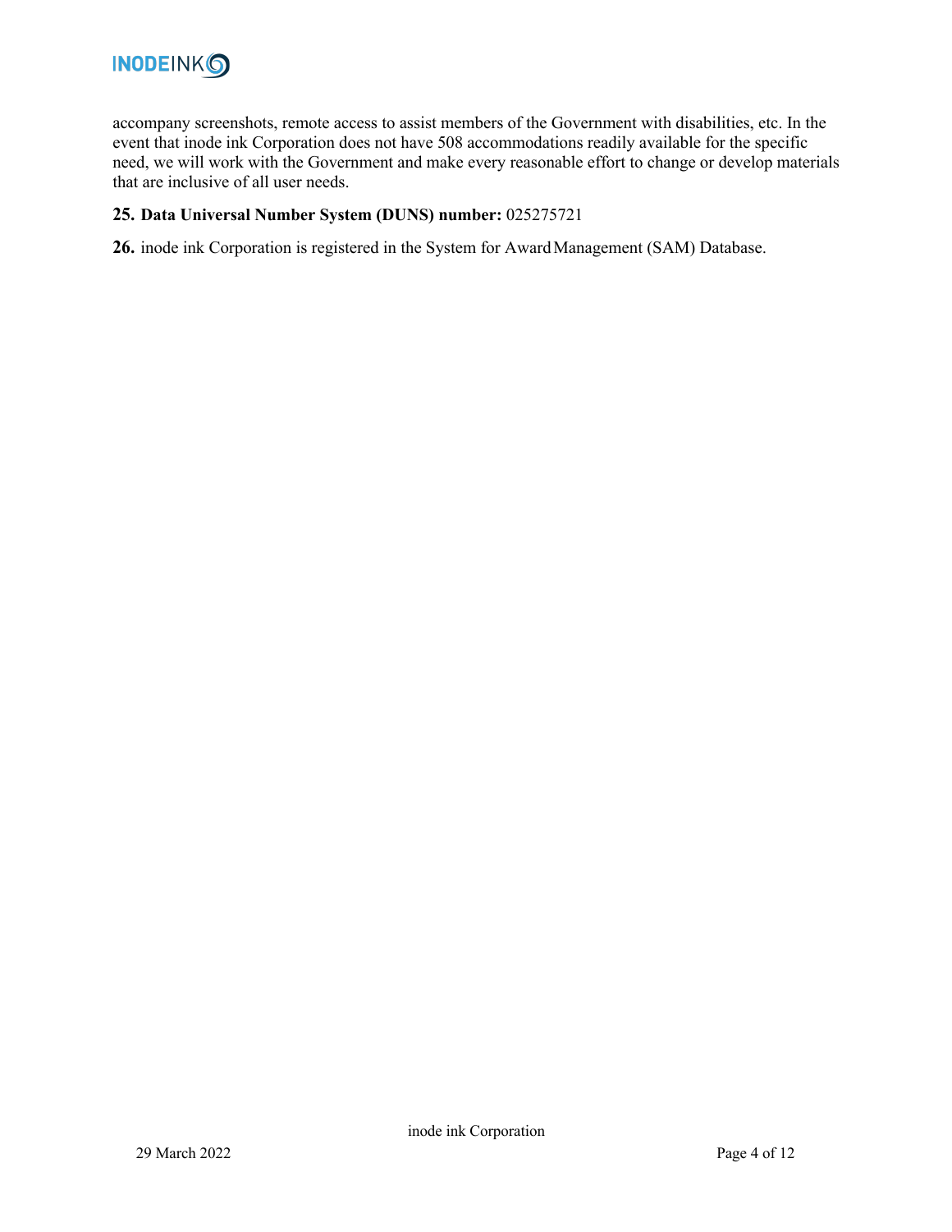accompany screenshots, remote access to assist members of the Government with disabilities, etc. In the event that inode ink Corporation does not have 508 accommodations readily available for the specific need, we will work with the Government and make every reasonable effort to change or develop materials that are inclusive of all user needs.

**25. Data Universal Number System (DUNS) number:** 025275721

**26.** inode ink Corporation is registered in the System for Award Management (SAM) Database.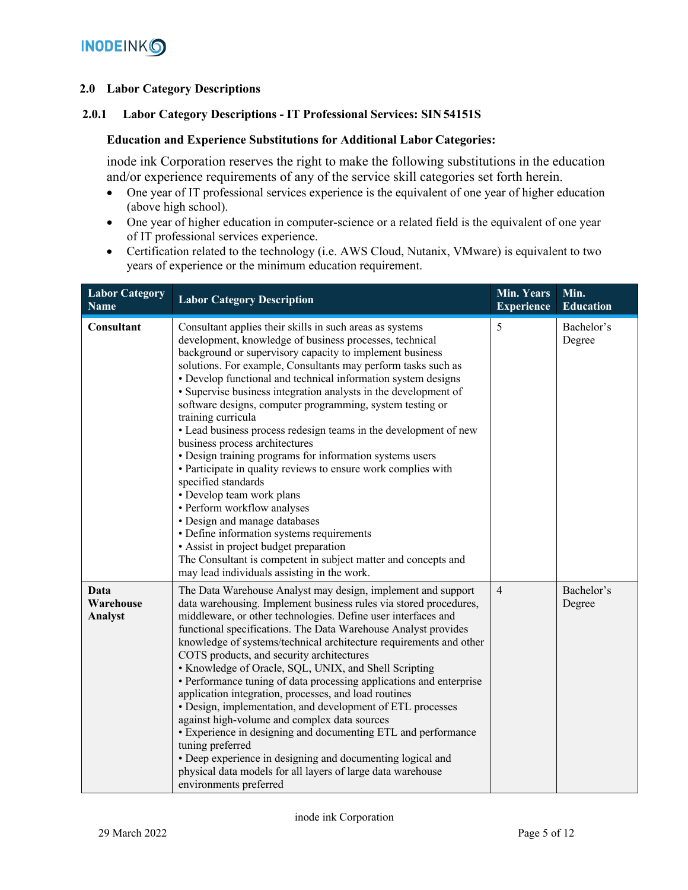## 2.0 Labor Category Descriptions

### 2.0.1 Labor Category Descriptions - IT Professional Services: SIN 54151S

**Education and Experience Substitutions for Additional Labor Categories:**

inode ink Corporation reserves the right to make the following substitutions in the education and/or experience requirements of any of the service skill categories set forth herein.

- One year of IT professional services experience is the equivalent of one year of higher education (above high school).
- One year of higher education in computer-science or a related field is the equivalent of one year of IT professional services experience.
- Certification related to the technology (i.e. AWS Cloud, Nutanix, VMware) is equivalent to two years of experience or the minimum education requirement.

| Labor Category Name | Labor Category Description | Min. Years Experience | Min. Education |
|---|---|---|---|
| **Consultant** | Consultant applies their skills in such areas as systems development, knowledge of business processes, technical background or supervisory capacity to implement business solutions. For example, Consultants may perform tasks such as<br>• Develop functional and technical information system designs<br>• Supervise business integration analysts in the development of software designs, computer programming, system testing or training curricula<br>• Lead business process redesign teams in the development of new business process architectures<br>• Design training programs for information systems users<br>• Participate in quality reviews to ensure work complies with specified standards<br>• Develop team work plans<br>• Perform workflow analyses<br>• Design and manage databases<br>• Define information systems requirements<br>• Assist in project budget preparation<br>The Consultant is competent in subject matter and concepts and may lead individuals assisting in the work. | 5 | Bachelor's Degree |
| **Data Warehouse Analyst** | The Data Warehouse Analyst may design, implement and support data warehousing. Implement business rules via stored procedures, middleware, or other technologies. Define user interfaces and functional specifications. The Data Warehouse Analyst provides knowledge of systems/technical architecture requirements and other COTS products, and security architectures<br>• Knowledge of Oracle, SQL, UNIX, and Shell Scripting<br>• Performance tuning of data processing applications and enterprise application integration, processes, and load routines<br>• Design, implementation, and development of ETL processes against high-volume and complex data sources<br>• Experience in designing and documenting ETL and performance tuning preferred<br>• Deep experience in designing and documenting logical and physical data models for all layers of large data warehouse environments preferred | 4 | Bachelor's Degree |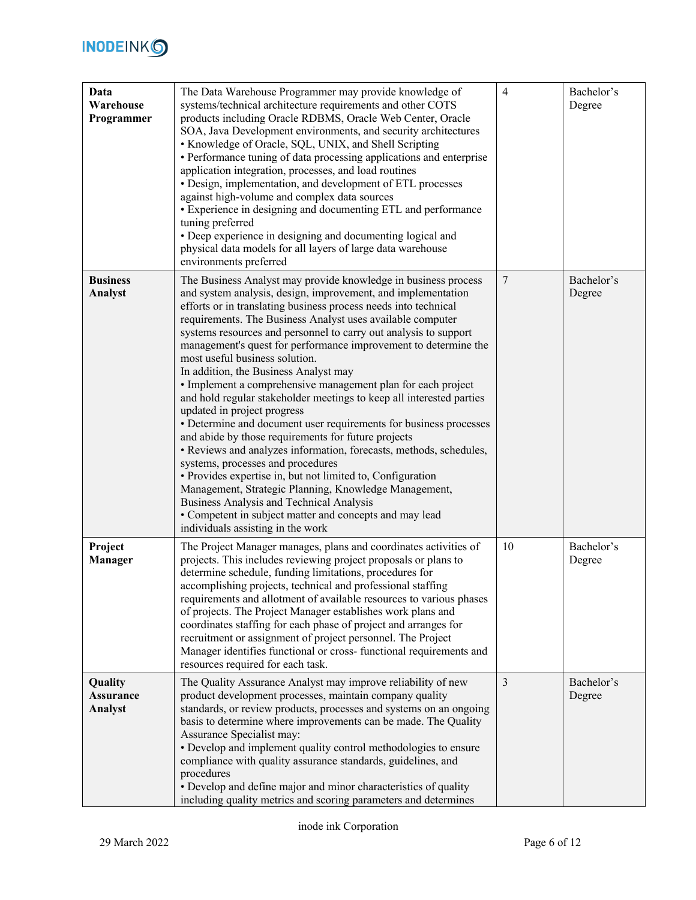| **Data Warehouse Programmer** | The Data Warehouse Programmer may provide knowledge of systems/technical architecture requirements and other COTS products including Oracle RDBMS, Oracle Web Center, Oracle SOA, Java Development environments, and security architectures<br>• Knowledge of Oracle, SQL, UNIX, and Shell Scripting<br>• Performance tuning of data processing applications and enterprise application integration, processes, and load routines<br>• Design, implementation, and development of ETL processes against high-volume and complex data sources<br>• Experience in designing and documenting ETL and performance tuning preferred<br>• Deep experience in designing and documenting logical and physical data models for all layers of large data warehouse environments preferred | 4 | Bachelor's Degree |
|---|---|---|---|
| **Business Analyst** | The Business Analyst may provide knowledge in business process and system analysis, design, improvement, and implementation efforts or in translating business process needs into technical requirements. The Business Analyst uses available computer systems resources and personnel to carry out analysis to support management's quest for performance improvement to determine the most useful business solution.<br>In addition, the Business Analyst may<br>• Implement a comprehensive management plan for each project and hold regular stakeholder meetings to keep all interested parties updated in project progress<br>• Determine and document user requirements for business processes and abide by those requirements for future projects<br>• Reviews and analyzes information, forecasts, methods, schedules, systems, processes and procedures<br>• Provides expertise in, but not limited to, Configuration Management, Strategic Planning, Knowledge Management, Business Analysis and Technical Analysis<br>• Competent in subject matter and concepts and may lead individuals assisting in the work | 7 | Bachelor's Degree |
| **Project Manager** | The Project Manager manages, plans and coordinates activities of projects. This includes reviewing project proposals or plans to determine schedule, funding limitations, procedures for accomplishing projects, technical and professional staffing requirements and allotment of available resources to various phases of projects. The Project Manager establishes work plans and coordinates staffing for each phase of project and arranges for recruitment or assignment of project personnel. The Project Manager identifies functional or cross- functional requirements and resources required for each task. | 10 | Bachelor's Degree |
| **Quality Assurance Analyst** | The Quality Assurance Analyst may improve reliability of new product development processes, maintain company quality standards, or review products, processes and systems on an ongoing basis to determine where improvements can be made. The Quality Assurance Specialist may:<br>• Develop and implement quality control methodologies to ensure compliance with quality assurance standards, guidelines, and procedures<br>• Develop and define major and minor characteristics of quality including quality metrics and scoring parameters and determines | 3 | Bachelor's Degree |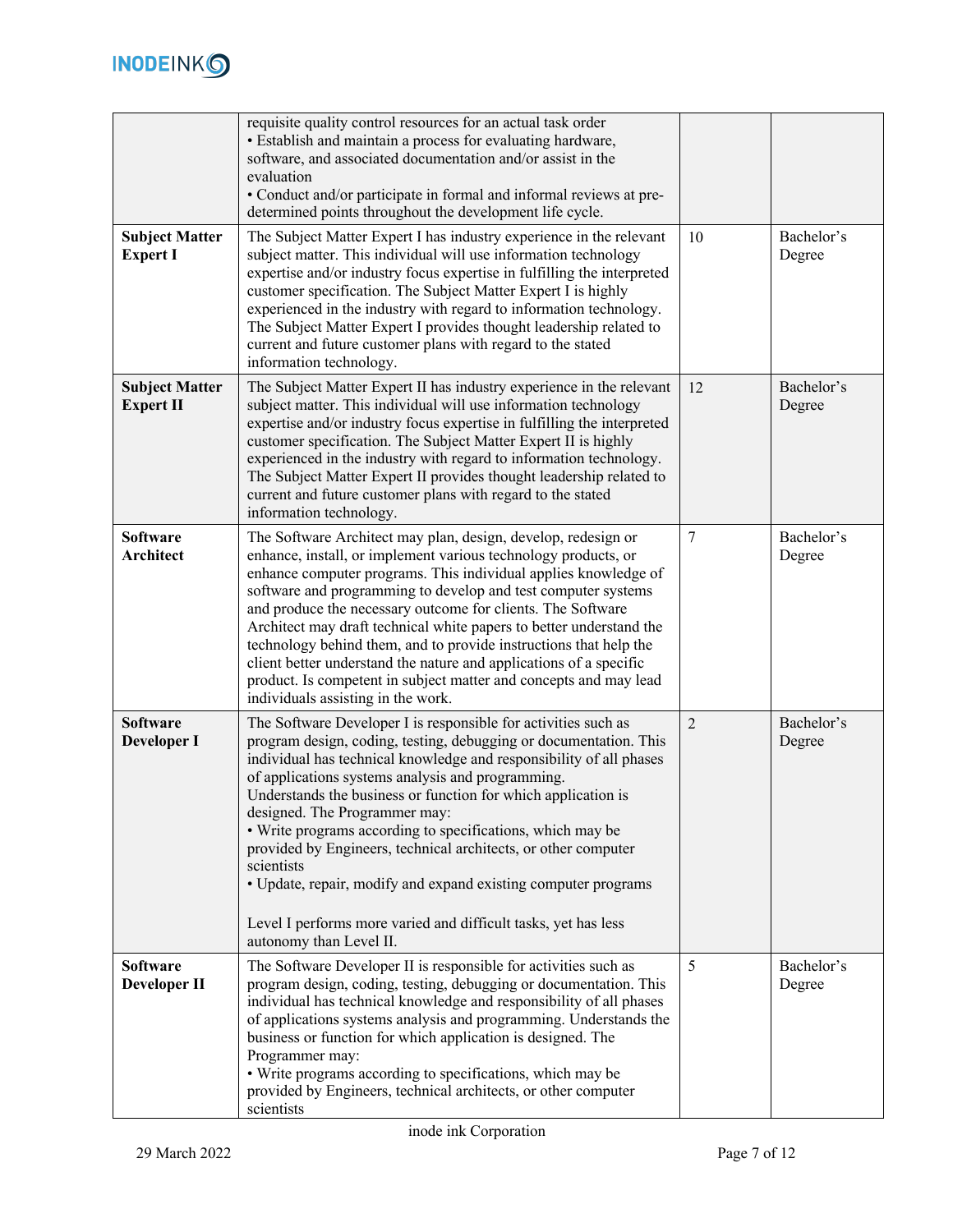| | | | |
|---|---|---|---|
| | requisite quality control resources for an actual task order<br>• Establish and maintain a process for evaluating hardware, software, and associated documentation and/or assist in the evaluation<br>• Conduct and/or participate in formal and informal reviews at pre-determined points throughout the development life cycle. | | |
| **Subject Matter Expert I** | The Subject Matter Expert I has industry experience in the relevant subject matter. This individual will use information technology expertise and/or industry focus expertise in fulfilling the interpreted customer specification. The Subject Matter Expert I is highly experienced in the industry with regard to information technology. The Subject Matter Expert I provides thought leadership related to current and future customer plans with regard to the stated information technology. | 10 | Bachelor's Degree |
| **Subject Matter Expert II** | The Subject Matter Expert II has industry experience in the relevant subject matter. This individual will use information technology expertise and/or industry focus expertise in fulfilling the interpreted customer specification. The Subject Matter Expert II is highly experienced in the industry with regard to information technology. The Subject Matter Expert II provides thought leadership related to current and future customer plans with regard to the stated information technology. | 12 | Bachelor's Degree |
| **Software Architect** | The Software Architect may plan, design, develop, redesign or enhance, install, or implement various technology products, or enhance computer programs. This individual applies knowledge of software and programming to develop and test computer systems and produce the necessary outcome for clients. The Software Architect may draft technical white papers to better understand the technology behind them, and to provide instructions that help the client better understand the nature and applications of a specific product. Is competent in subject matter and concepts and may lead individuals assisting in the work. | 7 | Bachelor's Degree |
| **Software Developer I** | The Software Developer I is responsible for activities such as program design, coding, testing, debugging or documentation. This individual has technical knowledge and responsibility of all phases of applications systems analysis and programming.<br>Understands the business or function for which application is designed. The Programmer may:<br>• Write programs according to specifications, which may be provided by Engineers, technical architects, or other computer scientists<br>• Update, repair, modify and expand existing computer programs<br><br>Level I performs more varied and difficult tasks, yet has less autonomy than Level II. | 2 | Bachelor's Degree |
| **Software Developer II** | The Software Developer II is responsible for activities such as program design, coding, testing, debugging or documentation. This individual has technical knowledge and responsibility of all phases of applications systems analysis and programming. Understands the business or function for which application is designed. The Programmer may:<br>• Write programs according to specifications, which may be provided by Engineers, technical architects, or other computer scientists | 5 | Bachelor's Degree |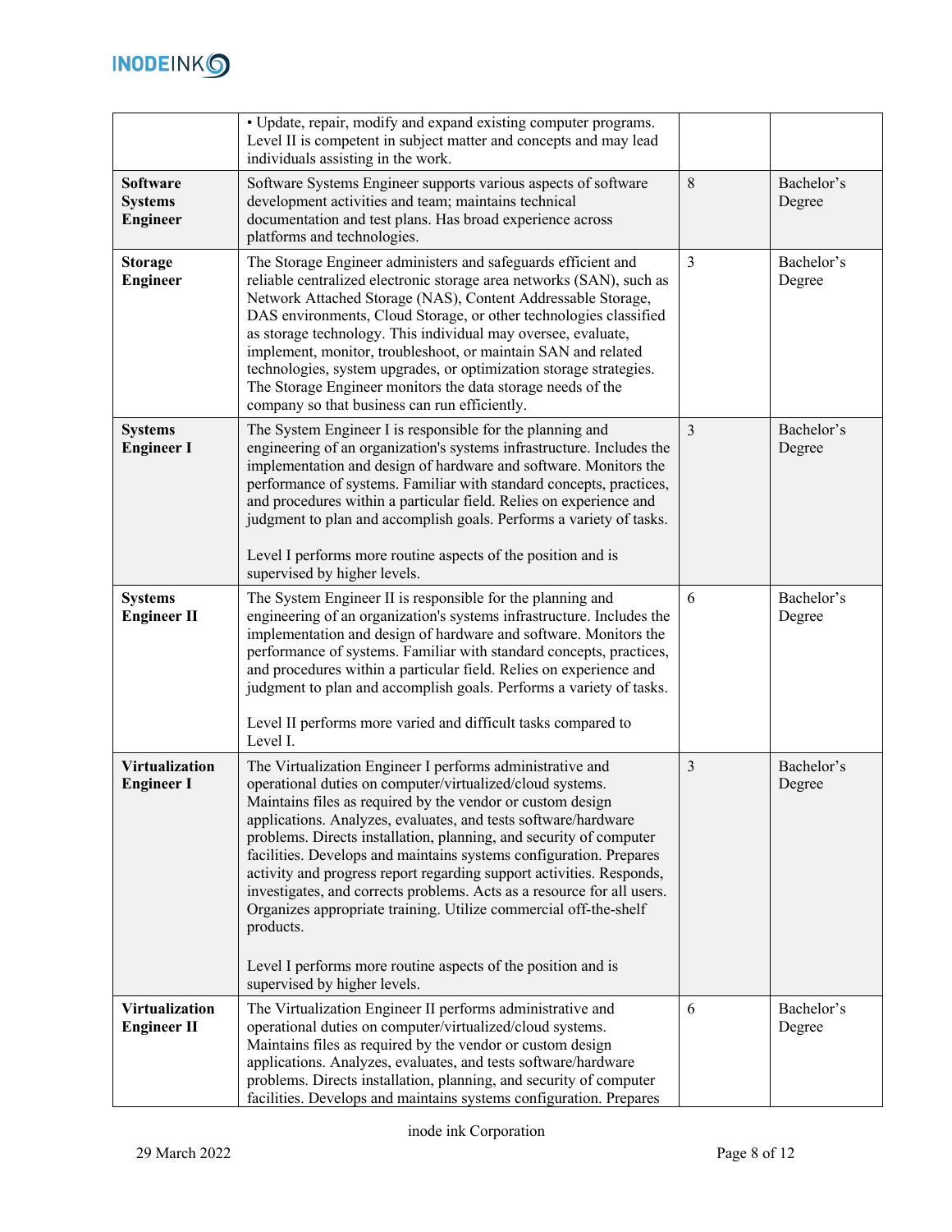| | | | |
|---|---|---|---|
| | • Update, repair, modify and expand existing computer programs.<br>Level II is competent in subject matter and concepts and may lead individuals assisting in the work. | | |
| **Software Systems Engineer** | Software Systems Engineer supports various aspects of software development activities and team; maintains technical documentation and test plans. Has broad experience across platforms and technologies. | 8 | Bachelor's Degree |
| **Storage Engineer** | The Storage Engineer administers and safeguards efficient and reliable centralized electronic storage area networks (SAN), such as Network Attached Storage (NAS), Content Addressable Storage, DAS environments, Cloud Storage, or other technologies classified as storage technology. This individual may oversee, evaluate, implement, monitor, troubleshoot, or maintain SAN and related technologies, system upgrades, or optimization storage strategies. The Storage Engineer monitors the data storage needs of the company so that business can run efficiently. | 3 | Bachelor's Degree |
| **Systems Engineer I** | The System Engineer I is responsible for the planning and engineering of an organization's systems infrastructure. Includes the implementation and design of hardware and software. Monitors the performance of systems. Familiar with standard concepts, practices, and procedures within a particular field. Relies on experience and judgment to plan and accomplish goals. Performs a variety of tasks.<br><br>Level I performs more routine aspects of the position and is supervised by higher levels. | 3 | Bachelor's Degree |
| **Systems Engineer II** | The System Engineer II is responsible for the planning and engineering of an organization's systems infrastructure. Includes the implementation and design of hardware and software. Monitors the performance of systems. Familiar with standard concepts, practices, and procedures within a particular field. Relies on experience and judgment to plan and accomplish goals. Performs a variety of tasks.<br><br>Level II performs more varied and difficult tasks compared to Level I. | 6 | Bachelor's Degree |
| **Virtualization Engineer I** | The Virtualization Engineer I performs administrative and operational duties on computer/virtualized/cloud systems. Maintains files as required by the vendor or custom design applications. Analyzes, evaluates, and tests software/hardware problems. Directs installation, planning, and security of computer facilities. Develops and maintains systems configuration. Prepares activity and progress report regarding support activities. Responds, investigates, and corrects problems. Acts as a resource for all users. Organizes appropriate training. Utilize commercial off-the-shelf products.<br><br>Level I performs more routine aspects of the position and is supervised by higher levels. | 3 | Bachelor's Degree |
| **Virtualization Engineer II** | The Virtualization Engineer II performs administrative and operational duties on computer/virtualized/cloud systems. Maintains files as required by the vendor or custom design applications. Analyzes, evaluates, and tests software/hardware problems. Directs installation, planning, and security of computer facilities. Develops and maintains systems configuration. Prepares | 6 | Bachelor's Degree |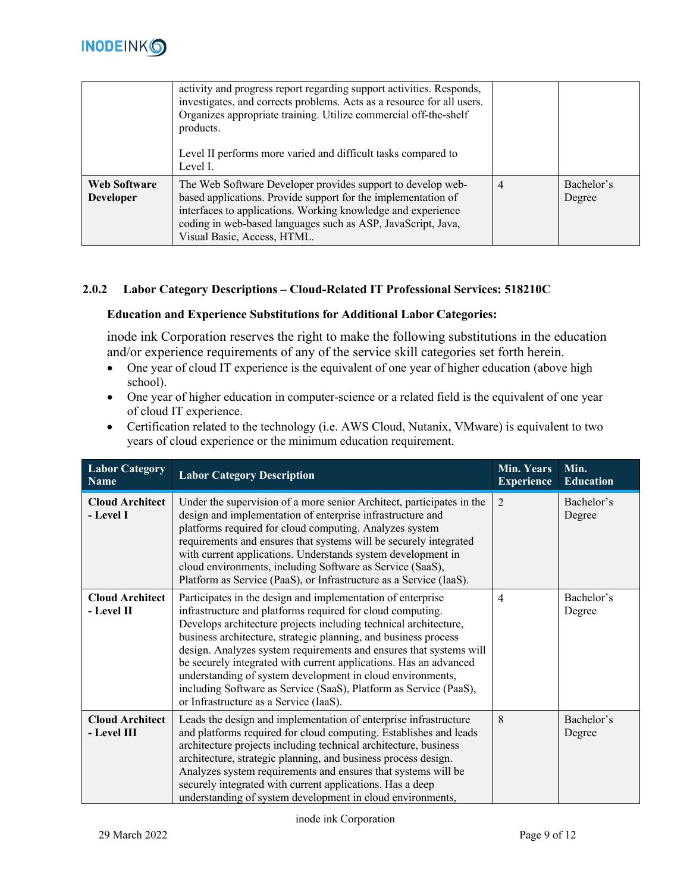|  | activity and progress report regarding support activities. Responds, investigates, and corrects problems. Acts as a resource for all users. Organizes appropriate training. Utilize commercial off-the-shelf products.<br><br>Level II performs more varied and difficult tasks compared to Level I. |  |  |
|---|---|---|---|
| **Web Software Developer** | The Web Software Developer provides support to develop web-based applications. Provide support for the implementation of interfaces to applications. Working knowledge and experience coding in web-based languages such as ASP, JavaScript, Java, Visual Basic, Access, HTML. | 4 | Bachelor's Degree |

### 2.0.2 Labor Category Descriptions – Cloud-Related IT Professional Services: 518210C

**Education and Experience Substitutions for Additional Labor Categories:**

inode ink Corporation reserves the right to make the following substitutions in the education and/or experience requirements of any of the service skill categories set forth herein.

- One year of cloud IT experience is the equivalent of one year of higher education (above high school).
- One year of higher education in computer-science or a related field is the equivalent of one year of cloud IT experience.
- Certification related to the technology (i.e. AWS Cloud, Nutanix, VMware) is equivalent to two years of cloud experience or the minimum education requirement.

| Labor Category Name | Labor Category Description | Min. Years Experience | Min. Education |
|---|---|---|---|
| **Cloud Architect - Level I** | Under the supervision of a more senior Architect, participates in the design and implementation of enterprise infrastructure and platforms required for cloud computing. Analyzes system requirements and ensures that systems will be securely integrated with current applications. Understands system development in cloud environments, including Software as Service (SaaS), Platform as Service (PaaS), or Infrastructure as a Service (IaaS). | 2 | Bachelor's Degree |
| **Cloud Architect - Level II** | Participates in the design and implementation of enterprise infrastructure and platforms required for cloud computing. Develops architecture projects including technical architecture, business architecture, strategic planning, and business process design. Analyzes system requirements and ensures that systems will be securely integrated with current applications. Has an advanced understanding of system development in cloud environments, including Software as Service (SaaS), Platform as Service (PaaS), or Infrastructure as a Service (IaaS). | 4 | Bachelor's Degree |
| **Cloud Architect - Level III** | Leads the design and implementation of enterprise infrastructure and platforms required for cloud computing. Establishes and leads architecture projects including technical architecture, business architecture, strategic planning, and business process design. Analyzes system requirements and ensures that systems will be securely integrated with current applications. Has a deep understanding of system development in cloud environments, | 8 | Bachelor's Degree |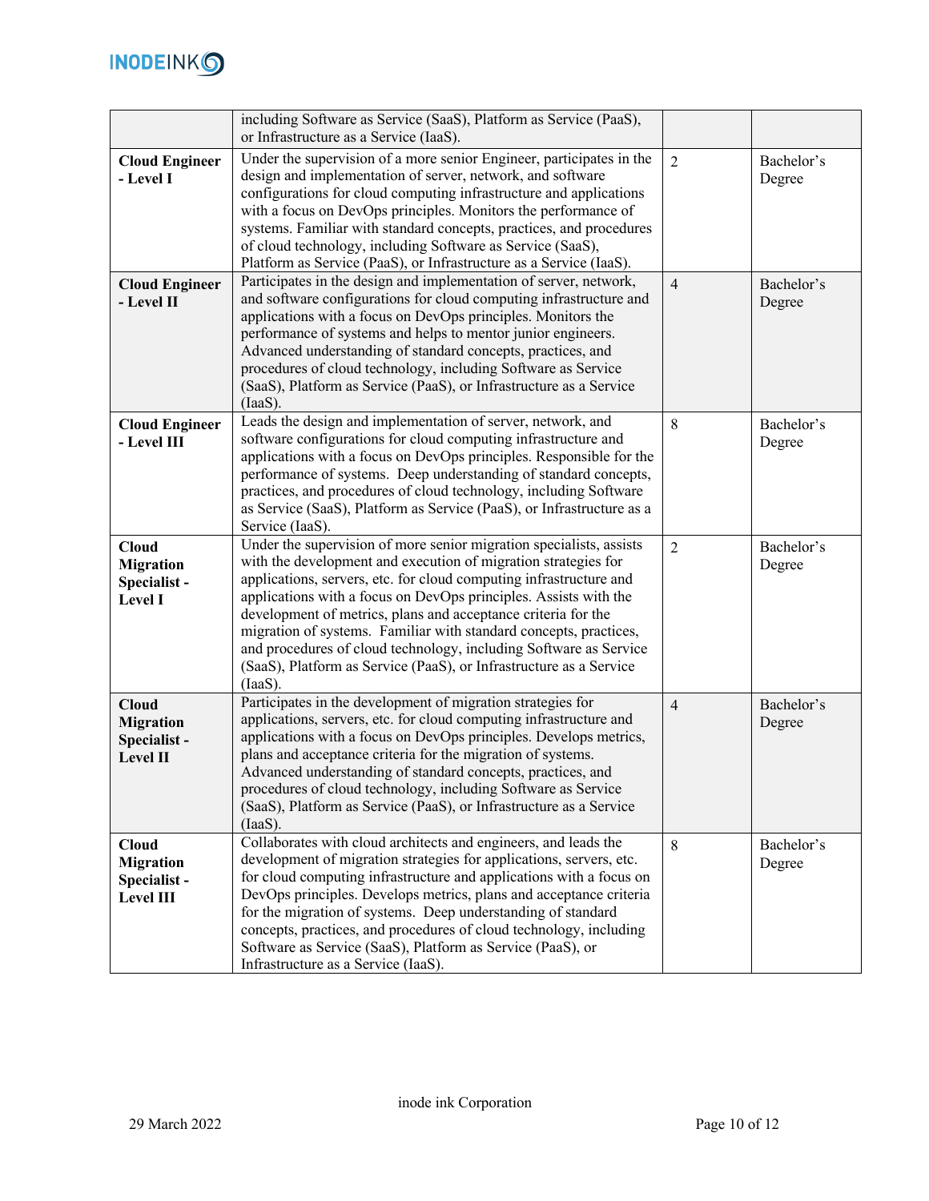| | | | |
|---|---|---|---|
| | including Software as Service (SaaS), Platform as Service (PaaS), or Infrastructure as a Service (IaaS). | | |
| **Cloud Engineer - Level I** | Under the supervision of a more senior Engineer, participates in the design and implementation of server, network, and software configurations for cloud computing infrastructure and applications with a focus on DevOps principles. Monitors the performance of systems. Familiar with standard concepts, practices, and procedures of cloud technology, including Software as Service (SaaS), Platform as Service (PaaS), or Infrastructure as a Service (IaaS). | 2 | Bachelor's Degree |
| **Cloud Engineer - Level II** | Participates in the design and implementation of server, network, and software configurations for cloud computing infrastructure and applications with a focus on DevOps principles. Monitors the performance of systems and helps to mentor junior engineers. Advanced understanding of standard concepts, practices, and procedures of cloud technology, including Software as Service (SaaS), Platform as Service (PaaS), or Infrastructure as a Service (IaaS). | 4 | Bachelor's Degree |
| **Cloud Engineer - Level III** | Leads the design and implementation of server, network, and software configurations for cloud computing infrastructure and applications with a focus on DevOps principles. Responsible for the performance of systems. Deep understanding of standard concepts, practices, and procedures of cloud technology, including Software as Service (SaaS), Platform as Service (PaaS), or Infrastructure as a Service (IaaS). | 8 | Bachelor's Degree |
| **Cloud Migration Specialist - Level I** | Under the supervision of more senior migration specialists, assists with the development and execution of migration strategies for applications, servers, etc. for cloud computing infrastructure and applications with a focus on DevOps principles. Assists with the development of metrics, plans and acceptance criteria for the migration of systems. Familiar with standard concepts, practices, and procedures of cloud technology, including Software as Service (SaaS), Platform as Service (PaaS), or Infrastructure as a Service (IaaS). | 2 | Bachelor's Degree |
| **Cloud Migration Specialist - Level II** | Participates in the development of migration strategies for applications, servers, etc. for cloud computing infrastructure and applications with a focus on DevOps principles. Develops metrics, plans and acceptance criteria for the migration of systems. Advanced understanding of standard concepts, practices, and procedures of cloud technology, including Software as Service (SaaS), Platform as Service (PaaS), or Infrastructure as a Service (IaaS). | 4 | Bachelor's Degree |
| **Cloud Migration Specialist - Level III** | Collaborates with cloud architects and engineers, and leads the development of migration strategies for applications, servers, etc. for cloud computing infrastructure and applications with a focus on DevOps principles. Develops metrics, plans and acceptance criteria for the migration of systems. Deep understanding of standard concepts, practices, and procedures of cloud technology, including Software as Service (SaaS), Platform as Service (PaaS), or Infrastructure as a Service (IaaS). | 8 | Bachelor's Degree |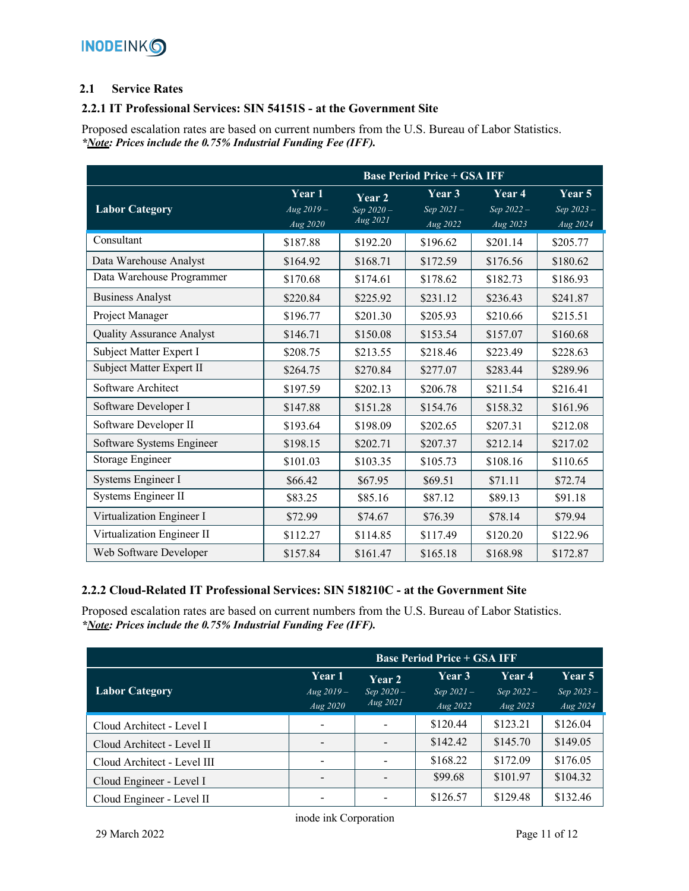### 2.1 Service Rates

### 2.2.1 IT Professional Services: SIN 54151S - at the Government Site

Proposed escalation rates are based on current numbers from the U.S. Bureau of Labor Statistics.
***Note*: Prices include the 0.75% Industrial Funding Fee (IFF).**

| | Base Period Price + GSA IFF | | | | |
|---|---|---|---|---|---|
| **Labor Category** | **Year 1** *Aug 2019 – Aug 2020* | **Year 2** *Sep 2020 – Aug 2021* | **Year 3** *Sep 2021 – Aug 2022* | **Year 4** *Sep 2022 – Aug 2023* | **Year 5** *Sep 2023 – Aug 2024* |
| Consultant | $187.88 | $192.20 | $196.62 | $201.14 | $205.77 |
| Data Warehouse Analyst | $164.92 | $168.71 | $172.59 | $176.56 | $180.62 |
| Data Warehouse Programmer | $170.68 | $174.61 | $178.62 | $182.73 | $186.93 |
| Business Analyst | $220.84 | $225.92 | $231.12 | $236.43 | $241.87 |
| Project Manager | $196.77 | $201.30 | $205.93 | $210.66 | $215.51 |
| Quality Assurance Analyst | $146.71 | $150.08 | $153.54 | $157.07 | $160.68 |
| Subject Matter Expert I | $208.75 | $213.55 | $218.46 | $223.49 | $228.63 |
| Subject Matter Expert II | $264.75 | $270.84 | $277.07 | $283.44 | $289.96 |
| Software Architect | $197.59 | $202.13 | $206.78 | $211.54 | $216.41 |
| Software Developer I | $147.88 | $151.28 | $154.76 | $158.32 | $161.96 |
| Software Developer II | $193.64 | $198.09 | $202.65 | $207.31 | $212.08 |
| Software Systems Engineer | $198.15 | $202.71 | $207.37 | $212.14 | $217.02 |
| Storage Engineer | $101.03 | $103.35 | $105.73 | $108.16 | $110.65 |
| Systems Engineer I | $66.42 | $67.95 | $69.51 | $71.11 | $72.74 |
| Systems Engineer II | $83.25 | $85.16 | $87.12 | $89.13 | $91.18 |
| Virtualization Engineer I | $72.99 | $74.67 | $76.39 | $78.14 | $79.94 |
| Virtualization Engineer II | $112.27 | $114.85 | $117.49 | $120.20 | $122.96 |
| Web Software Developer | $157.84 | $161.47 | $165.18 | $168.98 | $172.87 |

### 2.2.2 Cloud-Related IT Professional Services: SIN 518210C - at the Government Site

Proposed escalation rates are based on current numbers from the U.S. Bureau of Labor Statistics.
***Note*: Prices include the 0.75% Industrial Funding Fee (IFF).**

| | Base Period Price + GSA IFF | | | | |
|---|---|---|---|---|---|
| **Labor Category** | **Year 1** *Aug 2019 – Aug 2020* | **Year 2** *Sep 2020 – Aug 2021* | **Year 3** *Sep 2021 – Aug 2022* | **Year 4** *Sep 2022 – Aug 2023* | **Year 5** *Sep 2023 – Aug 2024* |
| Cloud Architect - Level I | - | - | $120.44 | $123.21 | $126.04 |
| Cloud Architect - Level II | - | - | $142.42 | $145.70 | $149.05 |
| Cloud Architect - Level III | - | - | $168.22 | $172.09 | $176.05 |
| Cloud Engineer - Level I | - | - | $99.68 | $101.97 | $104.32 |
| Cloud Engineer - Level II | - | - | $126.57 | $129.48 | $132.46 |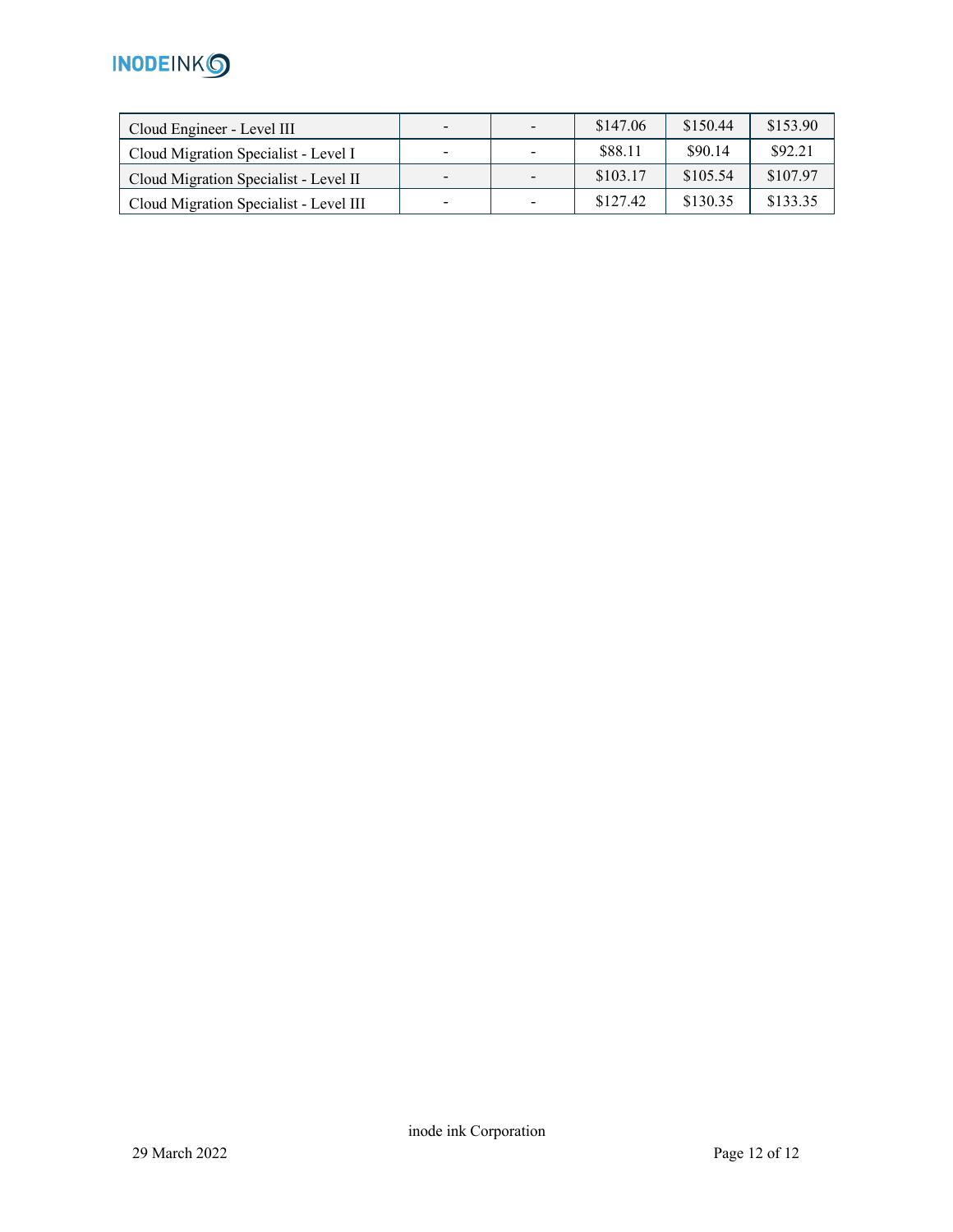| | | | | | |
|---|---|---|---|---|---|
| Cloud Engineer - Level III | - | - | $147.06 | $150.44 | $153.90 |
| Cloud Migration Specialist - Level I | - | - | $88.11 | $90.14 | $92.21 |
| Cloud Migration Specialist - Level II | - | - | $103.17 | $105.54 | $107.97 |
| Cloud Migration Specialist - Level III | - | - | $127.42 | $130.35 | $133.35 |